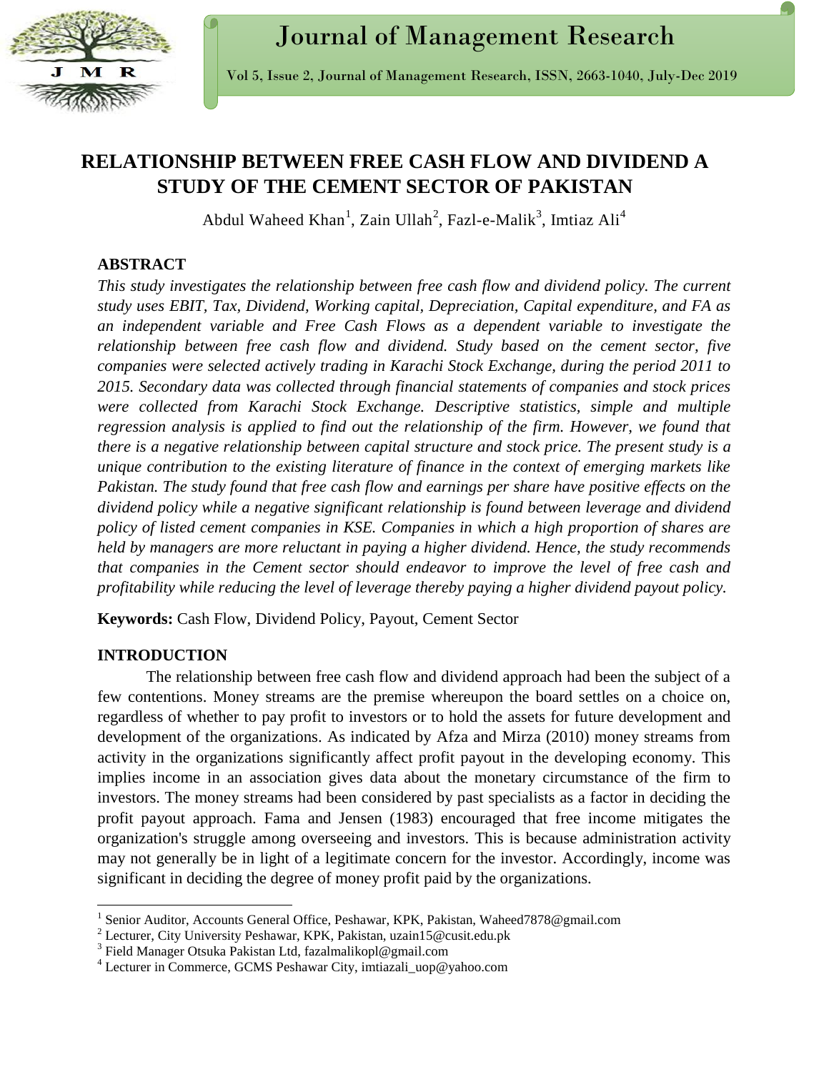# RELATIONSHIP BETWEEN FREE CASH FLOW AND DIVIDEND A STUDY OF THE CEMENT SECTOR OF PAKISTAN

Abdul Waheed Khan[1], Zain Ullah[2], Fazl-e-Malik[3], Imtiaz Ali[4]

## ABSTRACT

*This study investigates the relationship between free cash flow and dividend policy. The current study uses EBIT, Tax, Dividend, Working capital, Depreciation, Capital expenditure, and FA as an independent variable and Free Cash Flows as a dependent variable to investigate the relationship between free cash flow and dividend. Study based on the cement sector, five companies were selected actively trading in Karachi Stock Exchange, during the period 2011 to 2015. Secondary data was collected through financial statements of companies and stock prices were collected from Karachi Stock Exchange. Descriptive statistics, simple and multiple regression analysis is applied to find out the relationship of the firm. However, we found that there is a negative relationship between capital structure and stock price. The present study is a unique contribution to the existing literature of finance in the context of emerging markets like Pakistan. The study found that free cash flow and earnings per share have positive effects on the dividend policy while a negative significant relationship is found between leverage and dividend policy of listed cement companies in KSE. Companies in which a high proportion of shares are held by managers are more reluctant in paying a higher dividend. Hence, the study recommends that companies in the Cement sector should endeavor to improve the level of free cash and profitability while reducing the level of leverage thereby paying a higher dividend payout policy.*

**Keywords:** Cash Flow, Dividend Policy, Payout, Cement Sector

## INTRODUCTION

The relationship between free cash flow and dividend approach had been the subject of a few contentions. Money streams are the premise whereupon the board settles on a choice on, regardless of whether to pay profit to investors or to hold the assets for future development and development of the organizations. As indicated by Afza and Mirza (2010) money streams from activity in the organizations significantly affect profit payout in the developing economy. This implies income in an association gives data about the monetary circumstance of the firm to investors. The money streams had been considered by past specialists as a factor in deciding the profit payout approach. Fama and Jensen (1983) encouraged that free income mitigates the organization's struggle among overseeing and investors. This is because administration activity may not generally be in light of a legitimate concern for the investor. Accordingly, income was significant in deciding the degree of money profit paid by the organizations.

---

[1] Senior Auditor, Accounts General Office, Peshawar, KPK, Pakistan, Waheed7878@gmail.com

[2] Lecturer, City University Peshawar, KPK, Pakistan, uzain15@cusit.edu.pk

[3] Field Manager Otsuka Pakistan Ltd, fazalmalikopl@gmail.com

[4] Lecturer in Commerce, GCMS Peshawar City, imtiazali_uop@yahoo.com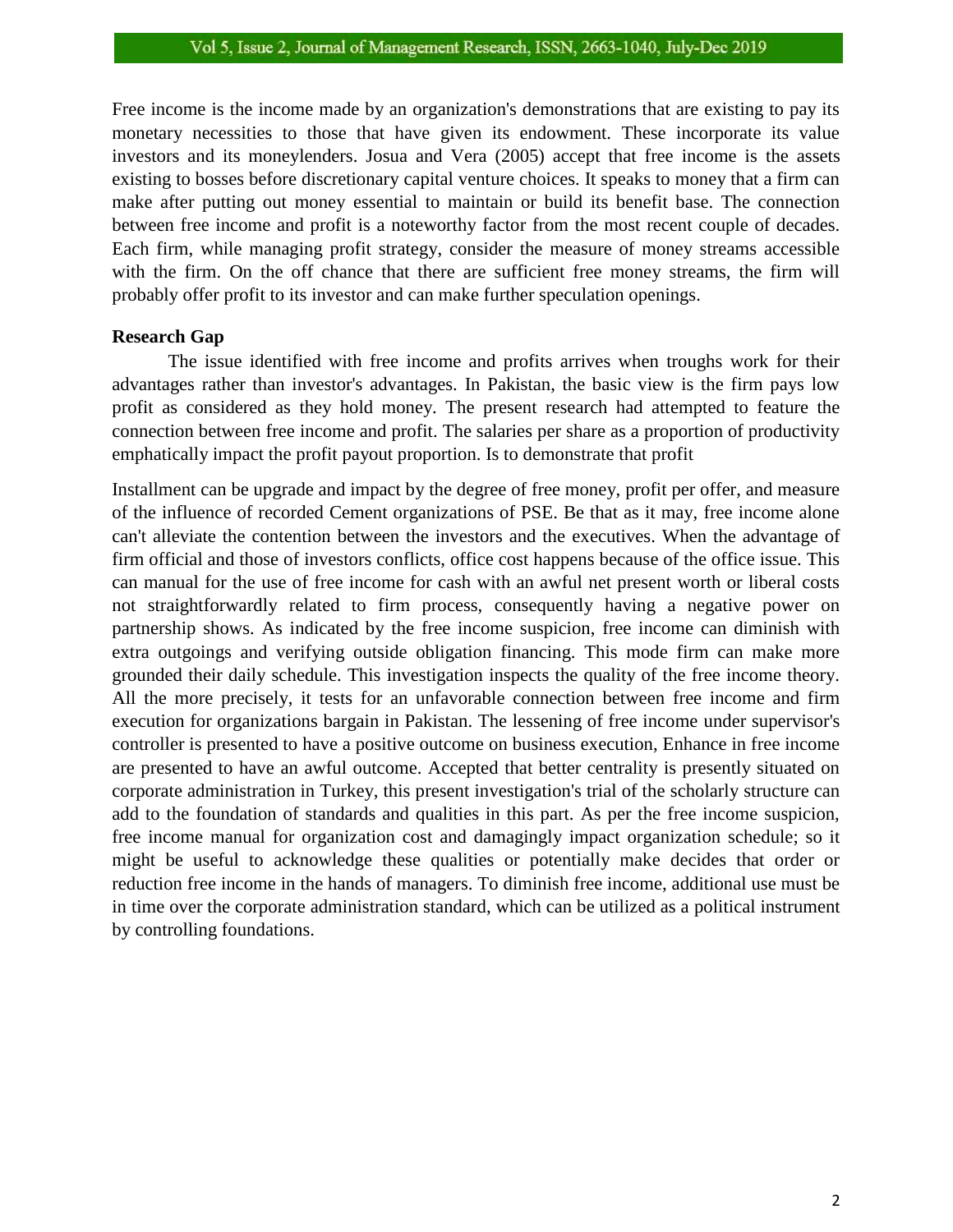Free income is the income made by an organization's demonstrations that are existing to pay its monetary necessities to those that have given its endowment. These incorporate its value investors and its moneylenders. Josua and Vera (2005) accept that free income is the assets existing to bosses before discretionary capital venture choices. It speaks to money that a firm can make after putting out money essential to maintain or build its benefit base. The connection between free income and profit is a noteworthy factor from the most recent couple of decades. Each firm, while managing profit strategy, consider the measure of money streams accessible with the firm. On the off chance that there are sufficient free money streams, the firm will probably offer profit to its investor and can make further speculation openings.

**Research Gap**

The issue identified with free income and profits arrives when troughs work for their advantages rather than investor's advantages. In Pakistan, the basic view is the firm pays low profit as considered as they hold money. The present research had attempted to feature the connection between free income and profit. The salaries per share as a proportion of productivity emphatically impact the profit payout proportion. Is to demonstrate that profit

Installment can be upgrade and impact by the degree of free money, profit per offer, and measure of the influence of recorded Cement organizations of PSE. Be that as it may, free income alone can't alleviate the contention between the investors and the executives. When the advantage of firm official and those of investors conflicts, office cost happens because of the office issue. This can manual for the use of free income for cash with an awful net present worth or liberal costs not straightforwardly related to firm process, consequently having a negative power on partnership shows. As indicated by the free income suspicion, free income can diminish with extra outgoings and verifying outside obligation financing. This mode firm can make more grounded their daily schedule. This investigation inspects the quality of the free income theory. All the more precisely, it tests for an unfavorable connection between free income and firm execution for organizations bargain in Pakistan. The lessening of free income under supervisor's controller is presented to have a positive outcome on business execution, Enhance in free income are presented to have an awful outcome. Accepted that better centrality is presently situated on corporate administration in Turkey, this present investigation's trial of the scholarly structure can add to the foundation of standards and qualities in this part. As per the free income suspicion, free income manual for organization cost and damagingly impact organization schedule; so it might be useful to acknowledge these qualities or potentially make decides that order or reduction free income in the hands of managers. To diminish free income, additional use must be in time over the corporate administration standard, which can be utilized as a political instrument by controlling foundations.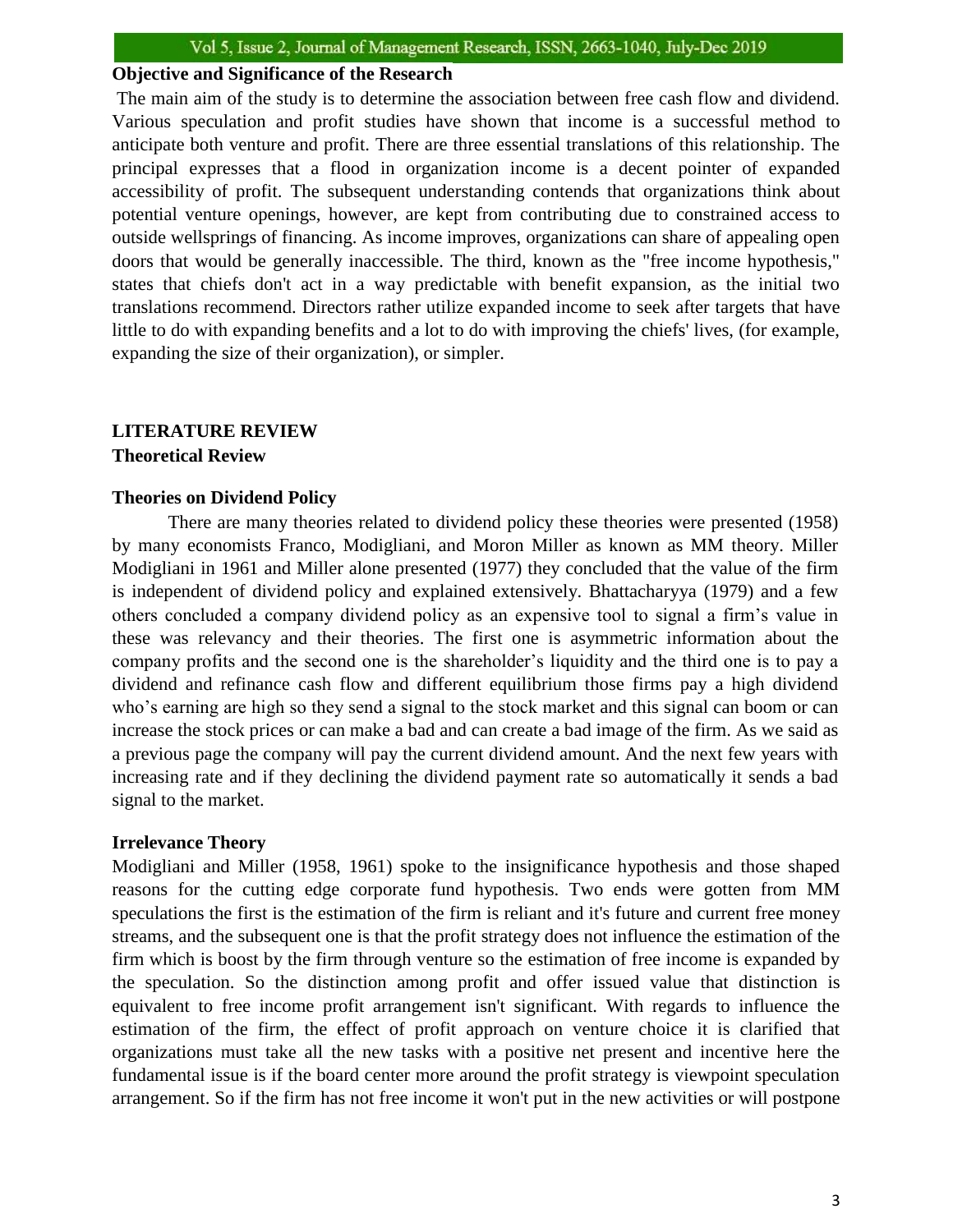**Objective and Significance of the Research**

The main aim of the study is to determine the association between free cash flow and dividend. Various speculation and profit studies have shown that income is a successful method to anticipate both venture and profit. There are three essential translations of this relationship. The principal expresses that a flood in organization income is a decent pointer of expanded accessibility of profit. The subsequent understanding contends that organizations think about potential venture openings, however, are kept from contributing due to constrained access to outside wellsprings of financing. As income improves, organizations can share of appealing open doors that would be generally inaccessible. The third, known as the "free income hypothesis," states that chiefs don't act in a way predictable with benefit expansion, as the initial two translations recommend. Directors rather utilize expanded income to seek after targets that have little to do with expanding benefits and a lot to do with improving the chiefs' lives, (for example, expanding the size of their organization), or simpler.

## LITERATURE REVIEW

### Theoretical Review

#### Theories on Dividend Policy

There are many theories related to dividend policy these theories were presented (1958) by many economists Franco, Modigliani, and Moron Miller as known as MM theory. Miller Modigliani in 1961 and Miller alone presented (1977) they concluded that the value of the firm is independent of dividend policy and explained extensively. Bhattacharyya (1979) and a few others concluded a company dividend policy as an expensive tool to signal a firm's value in these was relevancy and their theories. The first one is asymmetric information about the company profits and the second one is the shareholder's liquidity and the third one is to pay a dividend and refinance cash flow and different equilibrium those firms pay a high dividend who's earning are high so they send a signal to the stock market and this signal can boom or can increase the stock prices or can make a bad and can create a bad image of the firm. As we said as a previous page the company will pay the current dividend amount. And the next few years with increasing rate and if they declining the dividend payment rate so automatically it sends a bad signal to the market.

#### Irrelevance Theory

Modigliani and Miller (1958, 1961) spoke to the insignificance hypothesis and those shaped reasons for the cutting edge corporate fund hypothesis. Two ends were gotten from MM speculations the first is the estimation of the firm is reliant and it's future and current free money streams, and the subsequent one is that the profit strategy does not influence the estimation of the firm which is boost by the firm through venture so the estimation of free income is expanded by the speculation. So the distinction among profit and offer issued value that distinction is equivalent to free income profit arrangement isn't significant. With regards to influence the estimation of the firm, the effect of profit approach on venture choice it is clarified that organizations must take all the new tasks with a positive net present and incentive here the fundamental issue is if the board center more around the profit strategy is viewpoint speculation arrangement. So if the firm has not free income it won't put in the new activities or will postpone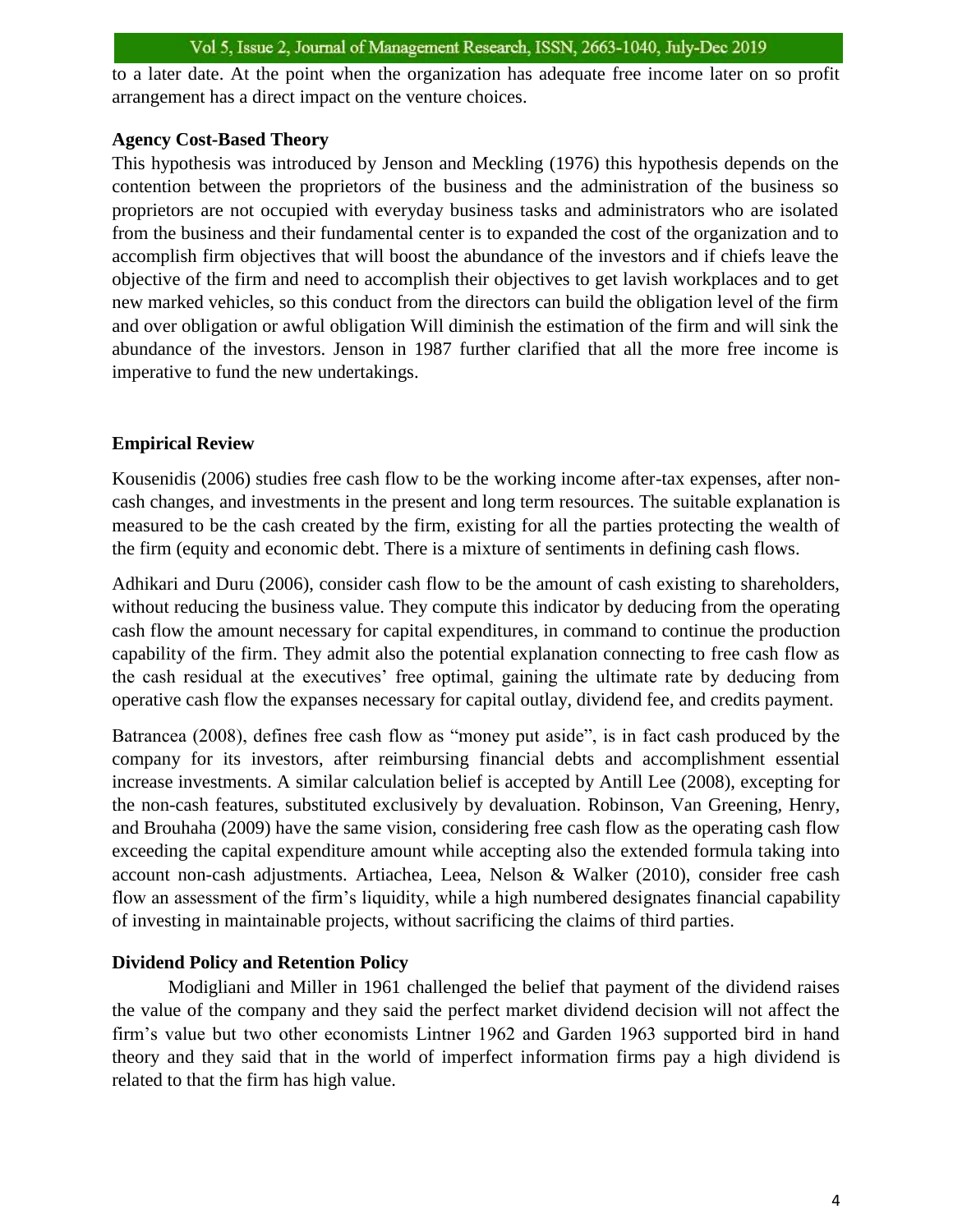to a later date. At the point when the organization has adequate free income later on so profit arrangement has a direct impact on the venture choices.

### Agency Cost-Based Theory

This hypothesis was introduced by Jenson and Meckling (1976) this hypothesis depends on the contention between the proprietors of the business and the administration of the business so proprietors are not occupied with everyday business tasks and administrators who are isolated from the business and their fundamental center is to expanded the cost of the organization and to accomplish firm objectives that will boost the abundance of the investors and if chiefs leave the objective of the firm and need to accomplish their objectives to get lavish workplaces and to get new marked vehicles, so this conduct from the directors can build the obligation level of the firm and over obligation or awful obligation Will diminish the estimation of the firm and will sink the abundance of the investors. Jenson in 1987 further clarified that all the more free income is imperative to fund the new undertakings.

### Empirical Review

Kousenidis (2006) studies free cash flow to be the working income after-tax expenses, after non-cash changes, and investments in the present and long term resources. The suitable explanation is measured to be the cash created by the firm, existing for all the parties protecting the wealth of the firm (equity and economic debt. There is a mixture of sentiments in defining cash flows.

Adhikari and Duru (2006), consider cash flow to be the amount of cash existing to shareholders, without reducing the business value. They compute this indicator by deducing from the operating cash flow the amount necessary for capital expenditures, in command to continue the production capability of the firm. They admit also the potential explanation connecting to free cash flow as the cash residual at the executives' free optimal, gaining the ultimate rate by deducing from operative cash flow the expanses necessary for capital outlay, dividend fee, and credits payment.

Batrancea (2008), defines free cash flow as "money put aside", is in fact cash produced by the company for its investors, after reimbursing financial debts and accomplishment essential increase investments. A similar calculation belief is accepted by Antill Lee (2008), excepting for the non-cash features, substituted exclusively by devaluation. Robinson, Van Greening, Henry, and Brouhaha (2009) have the same vision, considering free cash flow as the operating cash flow exceeding the capital expenditure amount while accepting also the extended formula taking into account non-cash adjustments. Artiachea, Leea, Nelson & Walker (2010), consider free cash flow an assessment of the firm's liquidity, while a high numbered designates financial capability of investing in maintainable projects, without sacrificing the claims of third parties.

### Dividend Policy and Retention Policy

Modigliani and Miller in 1961 challenged the belief that payment of the dividend raises the value of the company and they said the perfect market dividend decision will not affect the firm's value but two other economists Lintner 1962 and Garden 1963 supported bird in hand theory and they said that in the world of imperfect information firms pay a high dividend is related to that the firm has high value.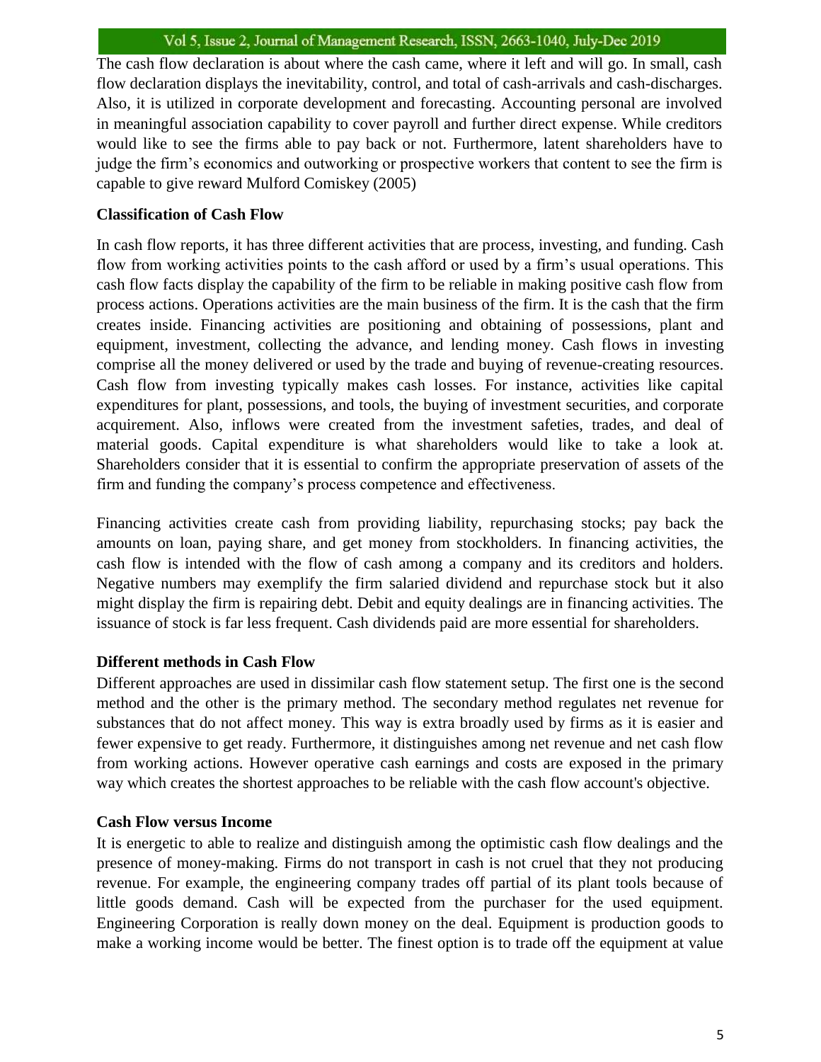The cash flow declaration is about where the cash came, where it left and will go. In small, cash flow declaration displays the inevitability, control, and total of cash-arrivals and cash-discharges. Also, it is utilized in corporate development and forecasting. Accounting personal are involved in meaningful association capability to cover payroll and further direct expense. While creditors would like to see the firms able to pay back or not. Furthermore, latent shareholders have to judge the firm's economics and outworking or prospective workers that content to see the firm is capable to give reward Mulford Comiskey (2005)

### Classification of Cash Flow

In cash flow reports, it has three different activities that are process, investing, and funding. Cash flow from working activities points to the cash afford or used by a firm's usual operations. This cash flow facts display the capability of the firm to be reliable in making positive cash flow from process actions. Operations activities are the main business of the firm. It is the cash that the firm creates inside. Financing activities are positioning and obtaining of possessions, plant and equipment, investment, collecting the advance, and lending money. Cash flows in investing comprise all the money delivered or used by the trade and buying of revenue-creating resources. Cash flow from investing typically makes cash losses. For instance, activities like capital expenditures for plant, possessions, and tools, the buying of investment securities, and corporate acquirement. Also, inflows were created from the investment safeties, trades, and deal of material goods. Capital expenditure is what shareholders would like to take a look at. Shareholders consider that it is essential to confirm the appropriate preservation of assets of the firm and funding the company's process competence and effectiveness.

Financing activities create cash from providing liability, repurchasing stocks; pay back the amounts on loan, paying share, and get money from stockholders. In financing activities, the cash flow is intended with the flow of cash among a company and its creditors and holders. Negative numbers may exemplify the firm salaried dividend and repurchase stock but it also might display the firm is repairing debt. Debit and equity dealings are in financing activities. The issuance of stock is far less frequent. Cash dividends paid are more essential for shareholders.

### Different methods in Cash Flow

Different approaches are used in dissimilar cash flow statement setup. The first one is the second method and the other is the primary method. The secondary method regulates net revenue for substances that do not affect money. This way is extra broadly used by firms as it is easier and fewer expensive to get ready. Furthermore, it distinguishes among net revenue and net cash flow from working actions. However operative cash earnings and costs are exposed in the primary way which creates the shortest approaches to be reliable with the cash flow account's objective.

### Cash Flow versus Income

It is energetic to able to realize and distinguish among the optimistic cash flow dealings and the presence of money-making. Firms do not transport in cash is not cruel that they not producing revenue. For example, the engineering company trades off partial of its plant tools because of little goods demand. Cash will be expected from the purchaser for the used equipment. Engineering Corporation is really down money on the deal. Equipment is production goods to make a working income would be better. The finest option is to trade off the equipment at value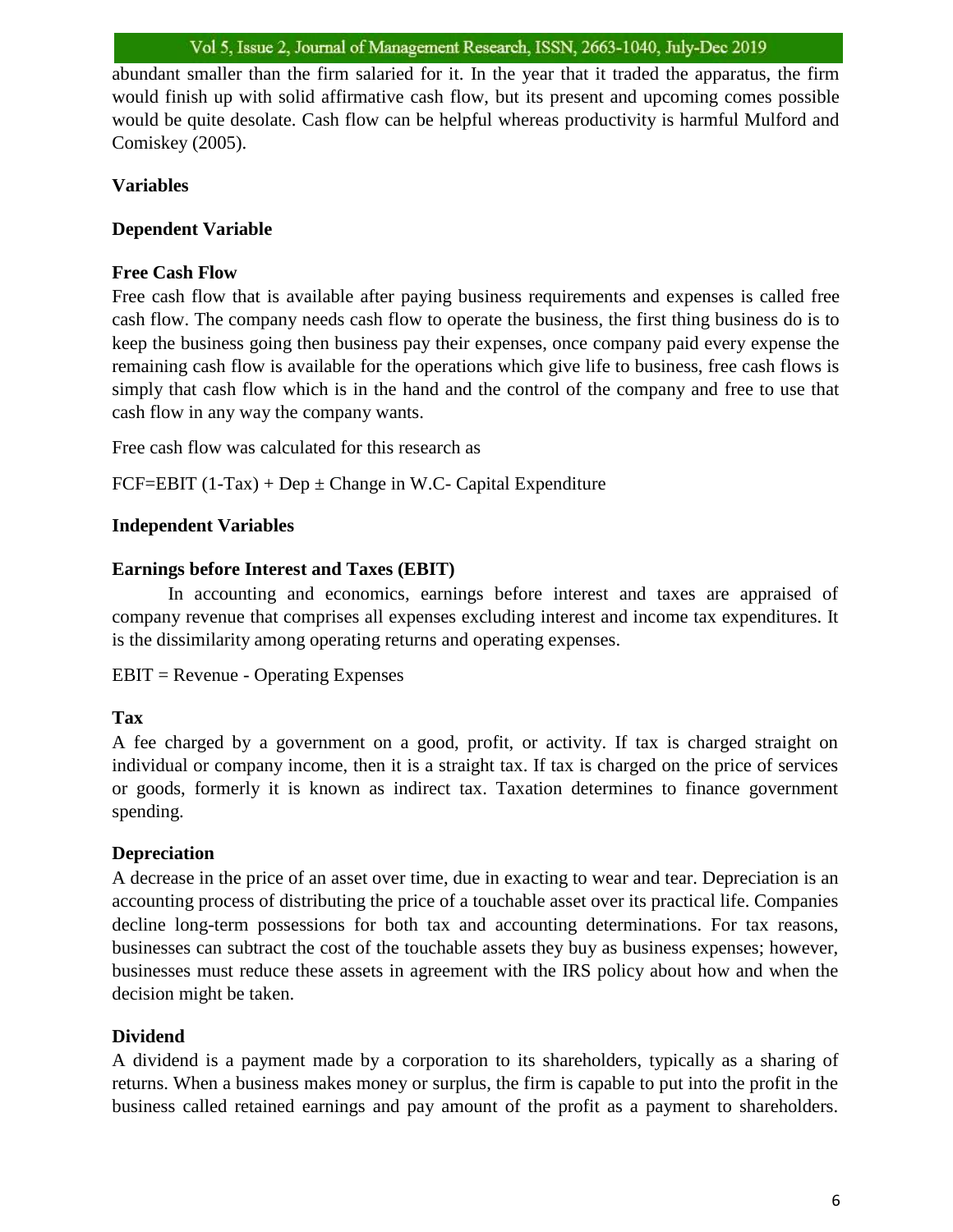abundant smaller than the firm salaried for it. In the year that it traded the apparatus, the firm would finish up with solid affirmative cash flow, but its present and upcoming comes possible would be quite desolate. Cash flow can be helpful whereas productivity is harmful Mulford and Comiskey (2005).

## Variables

### Dependent Variable

#### Free Cash Flow

Free cash flow that is available after paying business requirements and expenses is called free cash flow. The company needs cash flow to operate the business, the first thing business do is to keep the business going then business pay their expenses, once company paid every expense the remaining cash flow is available for the operations which give life to business, free cash flows is simply that cash flow which is in the hand and the control of the company and free to use that cash flow in any way the company wants.

Free cash flow was calculated for this research as

FCF=EBIT (1-Tax) + Dep ± Change in W.C- Capital Expenditure

### Independent Variables

#### Earnings before Interest and Taxes (EBIT)

In accounting and economics, earnings before interest and taxes are appraised of company revenue that comprises all expenses excluding interest and income tax expenditures. It is the dissimilarity among operating returns and operating expenses.

EBIT = Revenue - Operating Expenses

#### Tax

A fee charged by a government on a good, profit, or activity. If tax is charged straight on individual or company income, then it is a straight tax. If tax is charged on the price of services or goods, formerly it is known as indirect tax. Taxation determines to finance government spending.

#### Depreciation

A decrease in the price of an asset over time, due in exacting to wear and tear. Depreciation is an accounting process of distributing the price of a touchable asset over its practical life. Companies decline long-term possessions for both tax and accounting determinations. For tax reasons, businesses can subtract the cost of the touchable assets they buy as business expenses; however, businesses must reduce these assets in agreement with the IRS policy about how and when the decision might be taken.

#### Dividend

A dividend is a payment made by a corporation to its shareholders, typically as a sharing of returns. When a business makes money or surplus, the firm is capable to put into the profit in the business called retained earnings and pay amount of the profit as a payment to shareholders.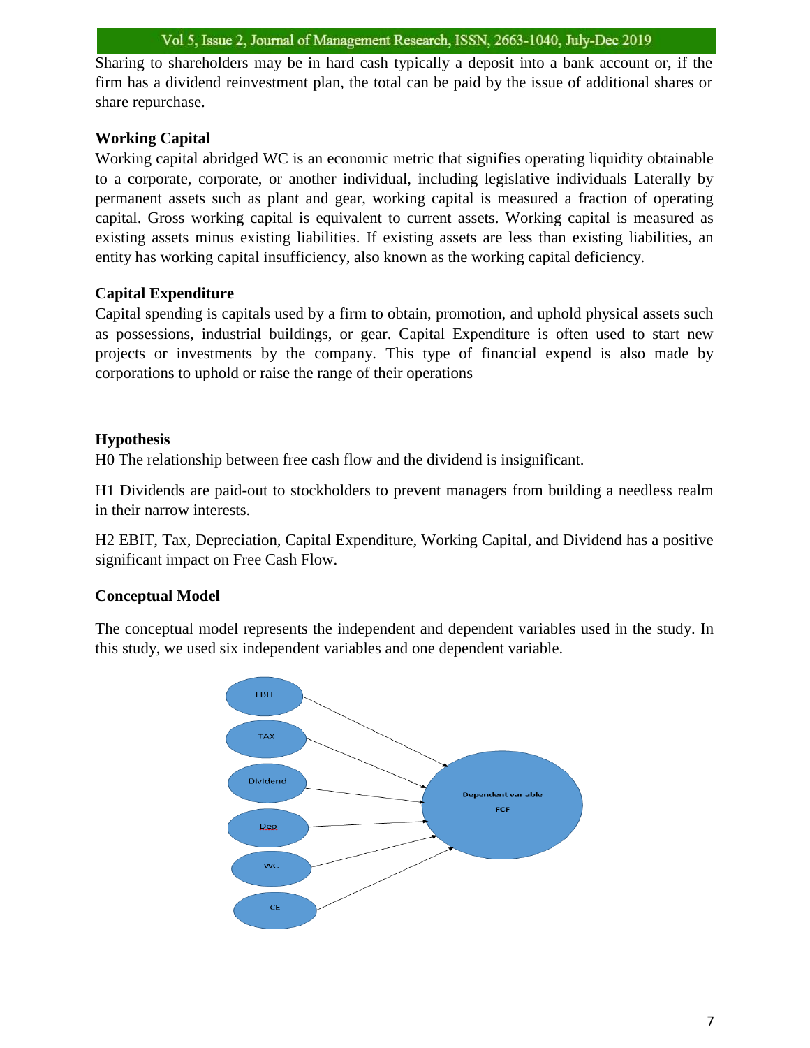Sharing to shareholders may be in hard cash typically a deposit into a bank account or, if the firm has a dividend reinvestment plan, the total can be paid by the issue of additional shares or share repurchase.

### Working Capital

Working capital abridged WC is an economic metric that signifies operating liquidity obtainable to a corporate, corporate, or another individual, including legislative individuals Laterally by permanent assets such as plant and gear, working capital is measured a fraction of operating capital. Gross working capital is equivalent to current assets. Working capital is measured as existing assets minus existing liabilities. If existing assets are less than existing liabilities, an entity has working capital insufficiency, also known as the working capital deficiency.

### Capital Expenditure

Capital spending is capitals used by a firm to obtain, promotion, and uphold physical assets such as possessions, industrial buildings, or gear. Capital Expenditure is often used to start new projects or investments by the company. This type of financial expend is also made by corporations to uphold or raise the range of their operations

### Hypothesis

H0 The relationship between free cash flow and the dividend is insignificant.

H1 Dividends are paid-out to stockholders to prevent managers from building a needless realm in their narrow interests.

H2 EBIT, Tax, Depreciation, Capital Expenditure, Working Capital, and Dividend has a positive significant impact on Free Cash Flow.

### Conceptual Model

The conceptual model represents the independent and dependent variables used in the study. In this study, we used six independent variables and one dependent variable.

EBIT → Dependent variable FCF
TAX → Dependent variable FCF
Dividend → Dependent variable FCF
Dep → Dependent variable FCF
WC → Dependent variable FCF
CE → Dependent variable FCF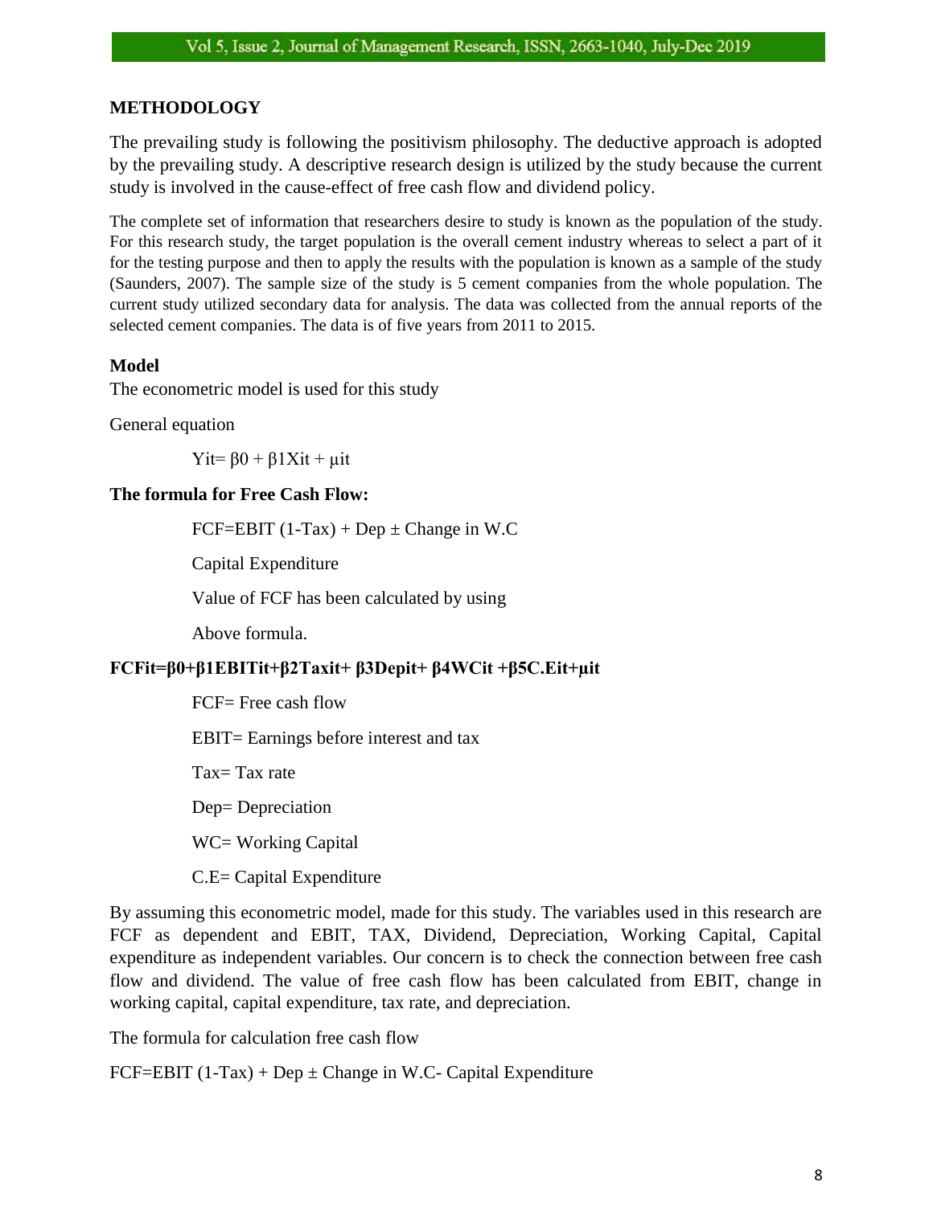## METHODOLOGY

The prevailing study is following the positivism philosophy. The deductive approach is adopted by the prevailing study. A descriptive research design is utilized by the study because the current study is involved in the cause-effect of free cash flow and dividend policy.

The complete set of information that researchers desire to study is known as the population of the study. For this research study, the target population is the overall cement industry whereas to select a part of it for the testing purpose and then to apply the results with the population is known as a sample of the study (Saunders, 2007). The sample size of the study is 5 cement companies from the whole population. The current study utilized secondary data for analysis. The data was collected from the annual reports of the selected cement companies. The data is of five years from 2011 to 2015.

### Model

The econometric model is used for this study

General equation

$$Y_{it} = \beta_0 + \beta_1 X_{it} + \mu_{it}$$

**The formula for Free Cash Flow:**

FCF=EBIT (1-Tax) + Dep ± Change in W.C

Capital Expenditure

Value of FCF has been calculated by using

Above formula.

$$FC_{Fit} = \beta_0 + \beta_1 EBIT_{it} + \beta_2 Tax_{it} + \beta_3 Dep_{it} + \beta_4 WC_{it} + \beta_5 C.E_{it} + \mu_{it}$$

FCF= Free cash flow

EBIT= Earnings before interest and tax

Tax= Tax rate

Dep= Depreciation

WC= Working Capital

C.E= Capital Expenditure

By assuming this econometric model, made for this study. The variables used in this research are FCF as dependent and EBIT, TAX, Dividend, Depreciation, Working Capital, Capital expenditure as independent variables. Our concern is to check the connection between free cash flow and dividend. The value of free cash flow has been calculated from EBIT, change in working capital, capital expenditure, tax rate, and depreciation.

The formula for calculation free cash flow

FCF=EBIT (1-Tax) + Dep ± Change in W.C- Capital Expenditure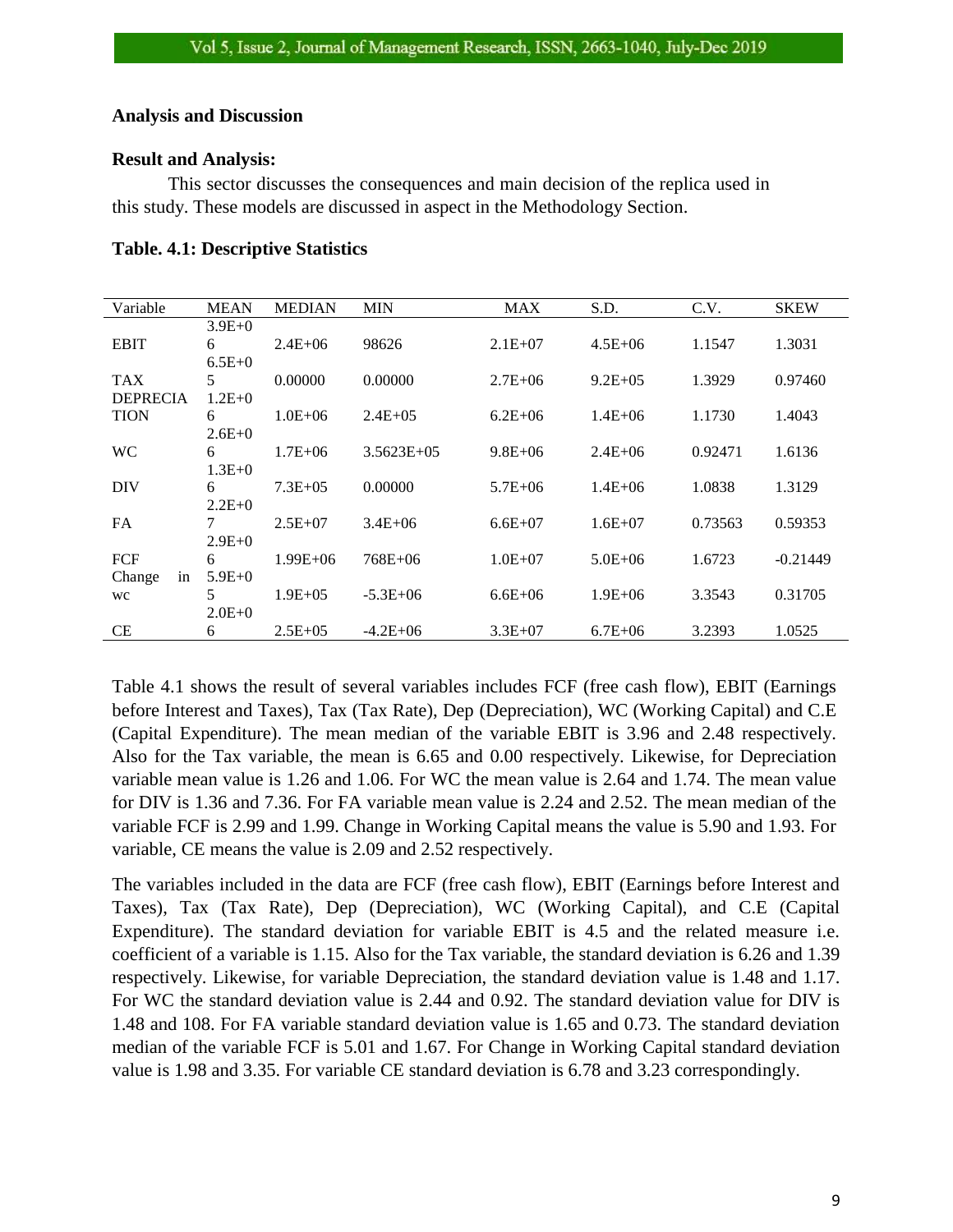## Analysis and Discussion

### Result and Analysis:

This sector discusses the consequences and main decision of the replica used in this study. These models are discussed in aspect in the Methodology Section.

### Table. 4.1: Descriptive Statistics

| Variable | MEAN | MEDIAN | MIN | MAX | S.D. | C.V. | SKEW |
|---|---|---|---|---|---|---|---|
| EBIT | 3.9E+06 | 2.4E+06 | 98626 | 2.1E+07 | 4.5E+06 | 1.1547 | 1.3031 |
| TAX | 6.5E+05 | 0.00000 | 0.00000 | 2.7E+06 | 9.2E+05 | 1.3929 | 0.97460 |
| DEPRECIATION | 1.2E+06 | 1.0E+06 | 2.4E+05 | 6.2E+06 | 1.4E+06 | 1.1730 | 1.4043 |
| WC | 2.6E+06 | 1.7E+06 | 3.5623E+05 | 9.8E+06 | 2.4E+06 | 0.92471 | 1.6136 |
| DIV | 1.3E+06 | 7.3E+05 | 0.00000 | 5.7E+06 | 1.4E+06 | 1.0838 | 1.3129 |
| FA | 2.2E+07 | 2.5E+07 | 3.4E+06 | 6.6E+07 | 1.6E+07 | 0.73563 | 0.59353 |
| FCF | 2.9E+06 | 1.99E+06 | 768E+06 | 1.0E+07 | 5.0E+06 | 1.6723 | -0.21449 |
| Change in wc | 5.9E+05 | 1.9E+05 | -5.3E+06 | 6.6E+06 | 1.9E+06 | 3.3543 | 0.31705 |
| CE | 2.0E+06 | 2.5E+05 | -4.2E+06 | 3.3E+07 | 6.7E+06 | 3.2393 | 1.0525 |

Table 4.1 shows the result of several variables includes FCF (free cash flow), EBIT (Earnings before Interest and Taxes), Tax (Tax Rate), Dep (Depreciation), WC (Working Capital) and C.E (Capital Expenditure). The mean median of the variable EBIT is 3.96 and 2.48 respectively. Also for the Tax variable, the mean is 6.65 and 0.00 respectively. Likewise, for Depreciation variable mean value is 1.26 and 1.06. For WC the mean value is 2.64 and 1.74. The mean value for DIV is 1.36 and 7.36. For FA variable mean value is 2.24 and 2.52. The mean median of the variable FCF is 2.99 and 1.99. Change in Working Capital means the value is 5.90 and 1.93. For variable, CE means the value is 2.09 and 2.52 respectively.

The variables included in the data are FCF (free cash flow), EBIT (Earnings before Interest and Taxes), Tax (Tax Rate), Dep (Depreciation), WC (Working Capital), and C.E (Capital Expenditure). The standard deviation for variable EBIT is 4.5 and the related measure i.e. coefficient of a variable is 1.15. Also for the Tax variable, the standard deviation is 6.26 and 1.39 respectively. Likewise, for variable Depreciation, the standard deviation value is 1.48 and 1.17. For WC the standard deviation value is 2.44 and 0.92. The standard deviation value for DIV is 1.48 and 108. For FA variable standard deviation value is 1.65 and 0.73. The standard deviation median of the variable FCF is 5.01 and 1.67. For Change in Working Capital standard deviation value is 1.98 and 3.35. For variable CE standard deviation is 6.78 and 3.23 correspondingly.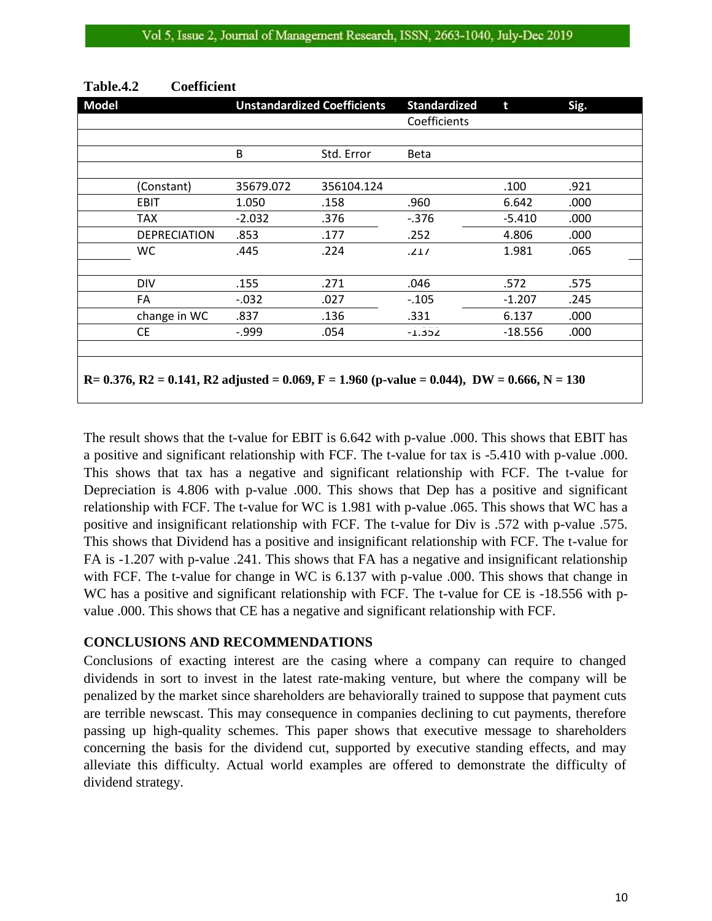**Table.4.2 Coefficient**

| Model | | Unstandardized Coefficients | | Standardized Coefficients | t | Sig. |
|---|---|---|---|---|---|---|
| | | B | Std. Error | Beta | | |
| | (Constant) | 35679.072 | 356104.124 | | .100 | .921 |
| | EBIT | 1.050 | .158 | .960 | 6.642 | .000 |
| | TAX | -2.032 | .376 | -.376 | -5.410 | .000 |
| | DEPRECIATION | .853 | .177 | .252 | 4.806 | .000 |
| | WC | .445 | .224 | .217 | 1.981 | .065 |
| | DIV | .155 | .271 | .046 | .572 | .575 |
| | FA | -.032 | .027 | -.105 | -1.207 | .245 |
| | change in WC | .837 | .136 | .331 | 6.137 | .000 |
| | CE | -.999 | .054 | -1.352 | -18.556 | .000 |

**R= 0.376, R2 = 0.141, R2 adjusted = 0.069, F = 1.960 (p-value = 0.044), DW = 0.666, N = 130**

The result shows that the t-value for EBIT is 6.642 with p-value .000. This shows that EBIT has a positive and significant relationship with FCF. The t-value for tax is -5.410 with p-value .000. This shows that tax has a negative and significant relationship with FCF. The t-value for Depreciation is 4.806 with p-value .000. This shows that Dep has a positive and significant relationship with FCF. The t-value for WC is 1.981 with p-value .065. This shows that WC has a positive and insignificant relationship with FCF. The t-value for Div is .572 with p-value .575. This shows that Dividend has a positive and insignificant relationship with FCF. The t-value for FA is -1.207 with p-value .241. This shows that FA has a negative and insignificant relationship with FCF. The t-value for change in WC is 6.137 with p-value .000. This shows that change in WC has a positive and significant relationship with FCF. The t-value for CE is -18.556 with p-value .000. This shows that CE has a negative and significant relationship with FCF.

## CONCLUSIONS AND RECOMMENDATIONS

Conclusions of exacting interest are the casing where a company can require to changed dividends in sort to invest in the latest rate-making venture, but where the company will be penalized by the market since shareholders are behaviorally trained to suppose that payment cuts are terrible newscast. This may consequence in companies declining to cut payments, therefore passing up high-quality schemes. This paper shows that executive message to shareholders concerning the basis for the dividend cut, supported by executive standing effects, and may alleviate this difficulty. Actual world examples are offered to demonstrate the difficulty of dividend strategy.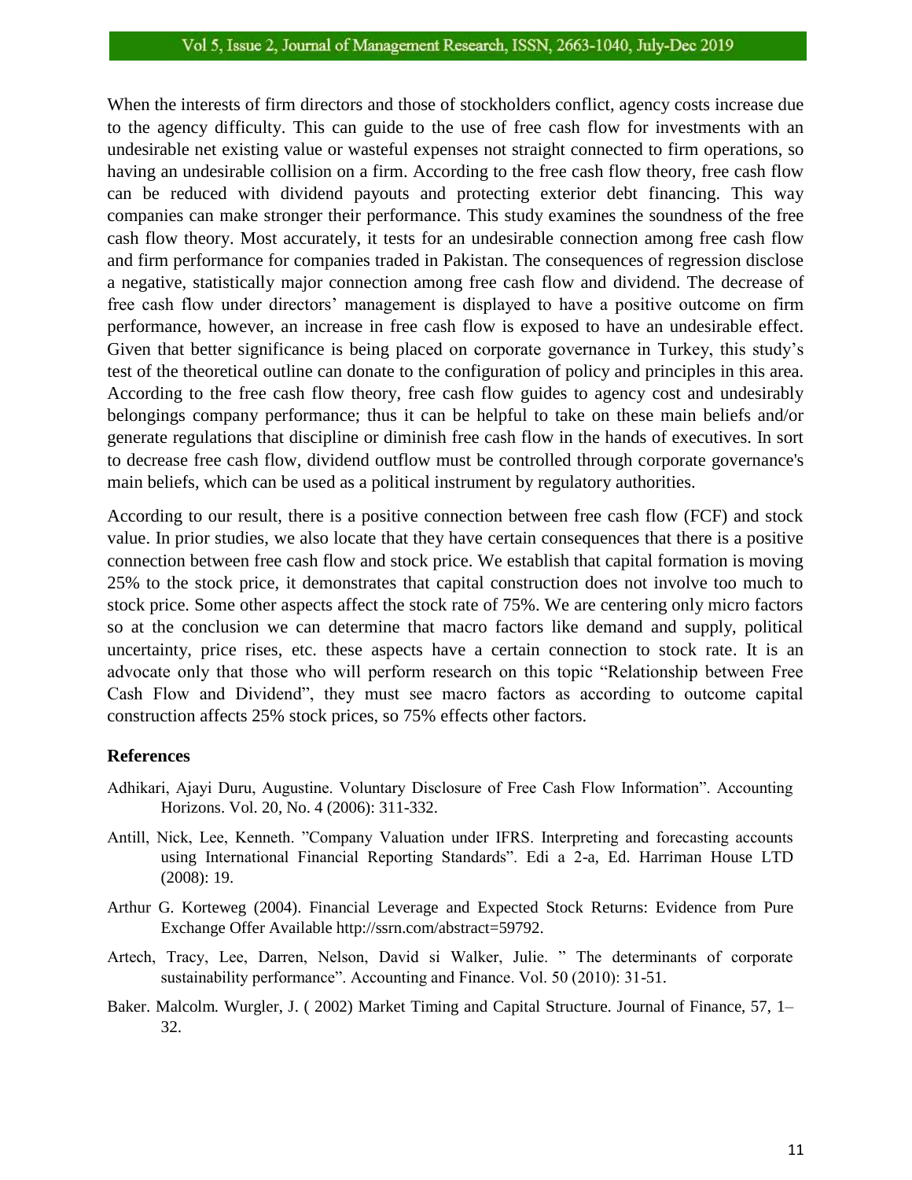When the interests of firm directors and those of stockholders conflict, agency costs increase due to the agency difficulty. This can guide to the use of free cash flow for investments with an undesirable net existing value or wasteful expenses not straight connected to firm operations, so having an undesirable collision on a firm. According to the free cash flow theory, free cash flow can be reduced with dividend payouts and protecting exterior debt financing. This way companies can make stronger their performance. This study examines the soundness of the free cash flow theory. Most accurately, it tests for an undesirable connection among free cash flow and firm performance for companies traded in Pakistan. The consequences of regression disclose a negative, statistically major connection among free cash flow and dividend. The decrease of free cash flow under directors' management is displayed to have a positive outcome on firm performance, however, an increase in free cash flow is exposed to have an undesirable effect. Given that better significance is being placed on corporate governance in Turkey, this study's test of the theoretical outline can donate to the configuration of policy and principles in this area. According to the free cash flow theory, free cash flow guides to agency cost and undesirably belongings company performance; thus it can be helpful to take on these main beliefs and/or generate regulations that discipline or diminish free cash flow in the hands of executives. In sort to decrease free cash flow, dividend outflow must be controlled through corporate governance's main beliefs, which can be used as a political instrument by regulatory authorities.

According to our result, there is a positive connection between free cash flow (FCF) and stock value. In prior studies, we also locate that they have certain consequences that there is a positive connection between free cash flow and stock price. We establish that capital formation is moving 25% to the stock price, it demonstrates that capital construction does not involve too much to stock price. Some other aspects affect the stock rate of 75%. We are centering only micro factors so at the conclusion we can determine that macro factors like demand and supply, political uncertainty, price rises, etc. these aspects have a certain connection to stock rate. It is an advocate only that those who will perform research on this topic "Relationship between Free Cash Flow and Dividend", they must see macro factors as according to outcome capital construction affects 25% stock prices, so 75% effects other factors.

### References

Adhikari, Ajayi Duru, Augustine. Voluntary Disclosure of Free Cash Flow Information". Accounting Horizons. Vol. 20, No. 4 (2006): 311-332.

Antill, Nick, Lee, Kenneth. "Company Valuation under IFRS. Interpreting and forecasting accounts using International Financial Reporting Standards". Edi a 2-a, Ed. Harriman House LTD (2008): 19.

Arthur G. Korteweg (2004). Financial Leverage and Expected Stock Returns: Evidence from Pure Exchange Offer Available http://ssrn.com/abstract=59792.

Artech, Tracy, Lee, Darren, Nelson, David si Walker, Julie. " The determinants of corporate sustainability performance". Accounting and Finance. Vol. 50 (2010): 31-51.

Baker. Malcolm. Wurgler, J. ( 2002) Market Timing and Capital Structure. Journal of Finance, 57, 1–32.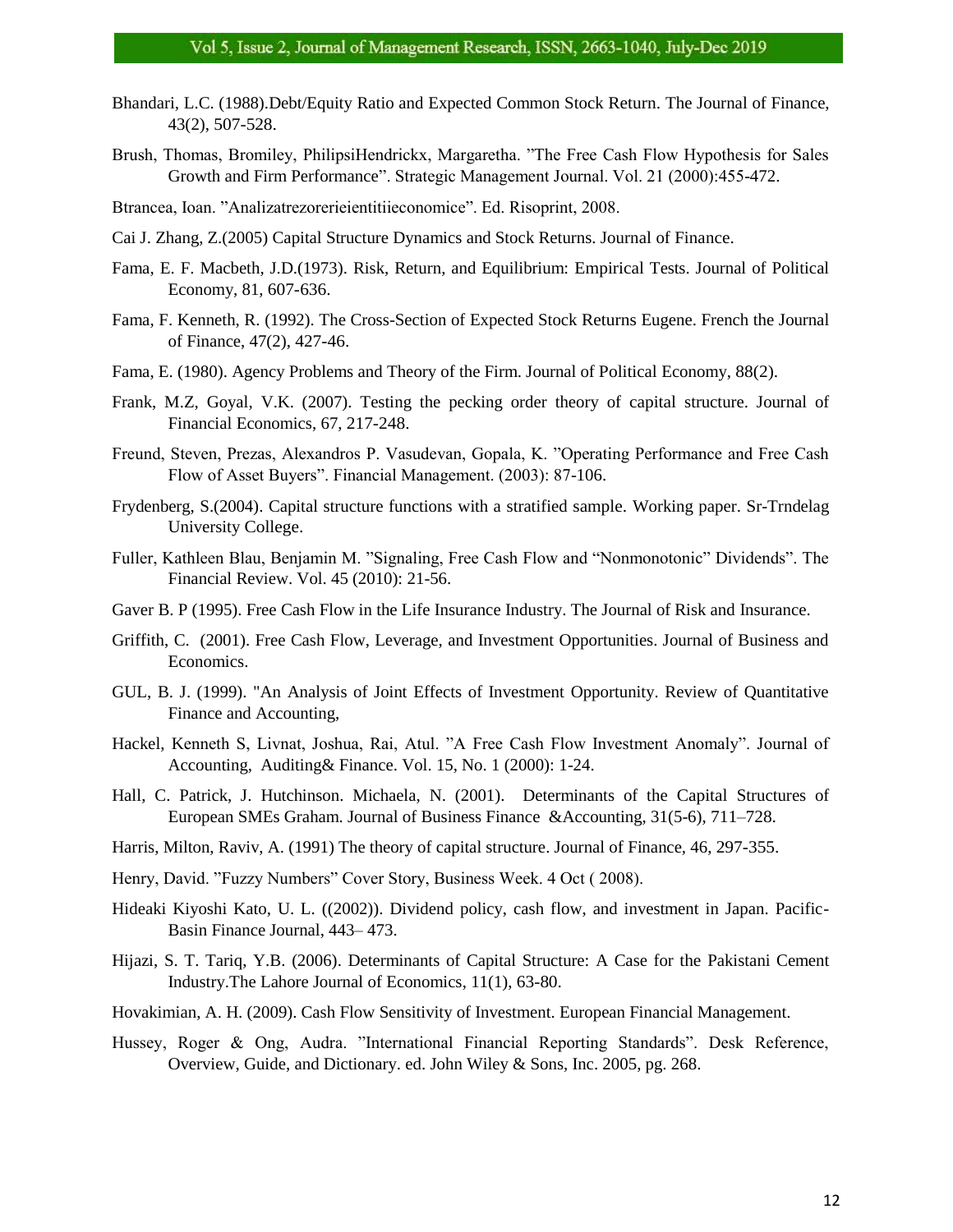Bhandari, L.C. (1988).Debt/Equity Ratio and Expected Common Stock Return. The Journal of Finance, 43(2), 507-528.

Brush, Thomas, Bromiley, PhilipsiHendrickx, Margaretha. "The Free Cash Flow Hypothesis for Sales Growth and Firm Performance". Strategic Management Journal. Vol. 21 (2000):455-472.

Btrancea, Ioan. "Analizatrezorerieientitiieconomice". Ed. Risoprint, 2008.

Cai J. Zhang, Z.(2005) Capital Structure Dynamics and Stock Returns. Journal of Finance.

Fama, E. F. Macbeth, J.D.(1973). Risk, Return, and Equilibrium: Empirical Tests. Journal of Political Economy, 81, 607-636.

Fama, F. Kenneth, R. (1992). The Cross-Section of Expected Stock Returns Eugene. French the Journal of Finance, 47(2), 427-46.

Fama, E. (1980). Agency Problems and Theory of the Firm. Journal of Political Economy, 88(2).

Frank, M.Z, Goyal, V.K. (2007). Testing the pecking order theory of capital structure. Journal of Financial Economics, 67, 217-248.

Freund, Steven, Prezas, Alexandros P. Vasudevan, Gopala, K. "Operating Performance and Free Cash Flow of Asset Buyers". Financial Management. (2003): 87-106.

Frydenberg, S.(2004). Capital structure functions with a stratified sample. Working paper. Sr-Trndelag University College.

Fuller, Kathleen Blau, Benjamin M. "Signaling, Free Cash Flow and "Nonmonotonic" Dividends". The Financial Review. Vol. 45 (2010): 21-56.

Gaver B. P (1995). Free Cash Flow in the Life Insurance Industry. The Journal of Risk and Insurance.

Griffith, C. (2001). Free Cash Flow, Leverage, and Investment Opportunities. Journal of Business and Economics.

GUL, B. J. (1999). "An Analysis of Joint Effects of Investment Opportunity. Review of Quantitative Finance and Accounting,

Hackel, Kenneth S, Livnat, Joshua, Rai, Atul. "A Free Cash Flow Investment Anomaly". Journal of Accounting, Auditing& Finance. Vol. 15, No. 1 (2000): 1-24.

Hall, C. Patrick, J. Hutchinson. Michaela, N. (2001). Determinants of the Capital Structures of European SMEs Graham. Journal of Business Finance &Accounting, 31(5-6), 711–728.

Harris, Milton, Raviv, A. (1991) The theory of capital structure. Journal of Finance, 46, 297-355.

Henry, David. "Fuzzy Numbers" Cover Story, Business Week. 4 Oct ( 2008).

Hideaki Kiyoshi Kato, U. L. ((2002)). Dividend policy, cash flow, and investment in Japan. Pacific-Basin Finance Journal, 443– 473.

Hijazi, S. T. Tariq, Y.B. (2006). Determinants of Capital Structure: A Case for the Pakistani Cement Industry.The Lahore Journal of Economics, 11(1), 63-80.

Hovakimian, A. H. (2009). Cash Flow Sensitivity of Investment. European Financial Management.

Hussey, Roger & Ong, Audra. "International Financial Reporting Standards". Desk Reference, Overview, Guide, and Dictionary. ed. John Wiley & Sons, Inc. 2005, pg. 268.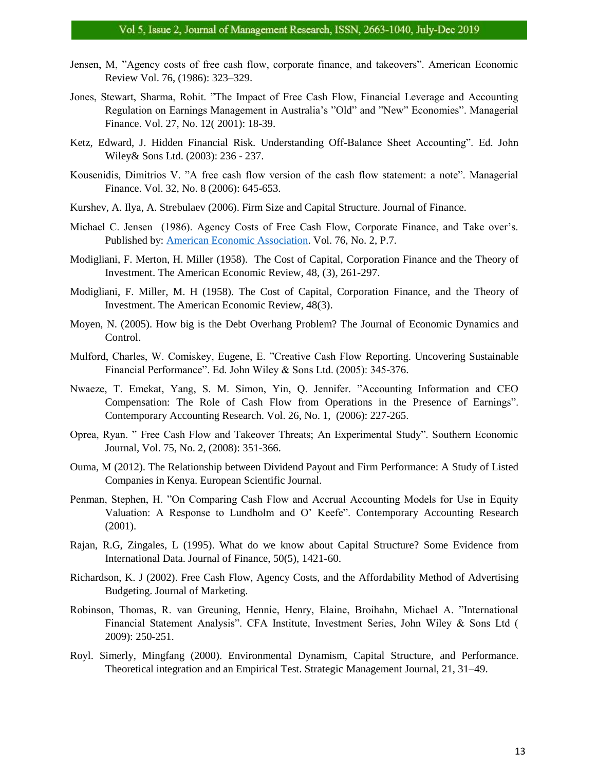Jensen, M, ”Agency costs of free cash flow, corporate finance, and takeovers”. American Economic Review Vol. 76, (1986): 323–329.

Jones, Stewart, Sharma, Rohit. ”The Impact of Free Cash Flow, Financial Leverage and Accounting Regulation on Earnings Management in Australia's ”Old” and ”New” Economies”. Managerial Finance. Vol. 27, No. 12( 2001): 18-39.

Ketz, Edward, J. Hidden Financial Risk. Understanding Off-Balance Sheet Accounting”. Ed. John Wiley& Sons Ltd. (2003): 236 - 237.

Kousenidis, Dimitrios V. ”A free cash flow version of the cash flow statement: a note”. Managerial Finance. Vol. 32, No. 8 (2006): 645-653.

Kurshev, A. Ilya, A. Strebulaev (2006). Firm Size and Capital Structure. Journal of Finance.

Michael C. Jensen (1986). Agency Costs of Free Cash Flow, Corporate Finance, and Take over's. Published by: American Economic Association. Vol. 76, No. 2, P.7.

Modigliani, F. Merton, H. Miller (1958). The Cost of Capital, Corporation Finance and the Theory of Investment. The American Economic Review, 48, (3), 261-297.

Modigliani, F. Miller, M. H (1958). The Cost of Capital, Corporation Finance, and the Theory of Investment. The American Economic Review, 48(3).

Moyen, N. (2005). How big is the Debt Overhang Problem? The Journal of Economic Dynamics and Control.

Mulford, Charles, W. Comiskey, Eugene, E. ”Creative Cash Flow Reporting. Uncovering Sustainable Financial Performance”. Ed. John Wiley & Sons Ltd. (2005): 345-376.

Nwaeze, T. Emekat, Yang, S. M. Simon, Yin, Q. Jennifer. ”Accounting Information and CEO Compensation: The Role of Cash Flow from Operations in the Presence of Earnings”. Contemporary Accounting Research. Vol. 26, No. 1, (2006): 227-265.

Oprea, Ryan. ” Free Cash Flow and Takeover Threats; An Experimental Study”. Southern Economic Journal, Vol. 75, No. 2, (2008): 351-366.

Ouma, M (2012). The Relationship between Dividend Payout and Firm Performance: A Study of Listed Companies in Kenya. European Scientific Journal.

Penman, Stephen, H. ”On Comparing Cash Flow and Accrual Accounting Models for Use in Equity Valuation: A Response to Lundholm and O' Keefe”. Contemporary Accounting Research (2001).

Rajan, R.G, Zingales, L (1995). What do we know about Capital Structure? Some Evidence from International Data. Journal of Finance, 50(5), 1421-60.

Richardson, K. J (2002). Free Cash Flow, Agency Costs, and the Affordability Method of Advertising Budgeting. Journal of Marketing.

Robinson, Thomas, R. van Greuning, Hennie, Henry, Elaine, Broihahn, Michael A. ”International Financial Statement Analysis”. CFA Institute, Investment Series, John Wiley & Sons Ltd ( 2009): 250-251.

Royl. Simerly, Mingfang (2000). Environmental Dynamism, Capital Structure, and Performance. Theoretical integration and an Empirical Test. Strategic Management Journal, 21, 31–49.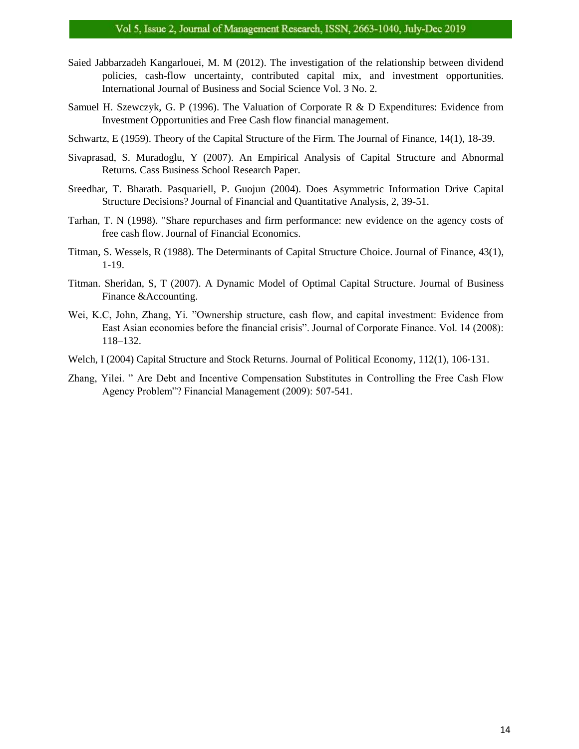Saied Jabbarzadeh Kangarlouei, M. M (2012). The investigation of the relationship between dividend policies, cash-flow uncertainty, contributed capital mix, and investment opportunities. International Journal of Business and Social Science Vol. 3 No. 2.

Samuel H. Szewczyk, G. P (1996). The Valuation of Corporate R & D Expenditures: Evidence from Investment Opportunities and Free Cash flow financial management.

Schwartz, E (1959). Theory of the Capital Structure of the Firm. The Journal of Finance, 14(1), 18-39.

Sivaprasad, S. Muradoglu, Y (2007). An Empirical Analysis of Capital Structure and Abnormal Returns. Cass Business School Research Paper.

Sreedhar, T. Bharath. Pasquariell, P. Guojun (2004). Does Asymmetric Information Drive Capital Structure Decisions? Journal of Financial and Quantitative Analysis, 2, 39-51.

Tarhan, T. N (1998). "Share repurchases and firm performance: new evidence on the agency costs of free cash flow. Journal of Financial Economics.

Titman, S. Wessels, R (1988). The Determinants of Capital Structure Choice. Journal of Finance, 43(1), 1-19.

Titman. Sheridan, S, T (2007). A Dynamic Model of Optimal Capital Structure. Journal of Business Finance &Accounting.

Wei, K.C, John, Zhang, Yi. "Ownership structure, cash flow, and capital investment: Evidence from East Asian economies before the financial crisis". Journal of Corporate Finance. Vol. 14 (2008): 118–132.

Welch, I (2004) Capital Structure and Stock Returns. Journal of Political Economy, 112(1), 106-131.

Zhang, Yilei. " Are Debt and Incentive Compensation Substitutes in Controlling the Free Cash Flow Agency Problem"? Financial Management (2009): 507-541.